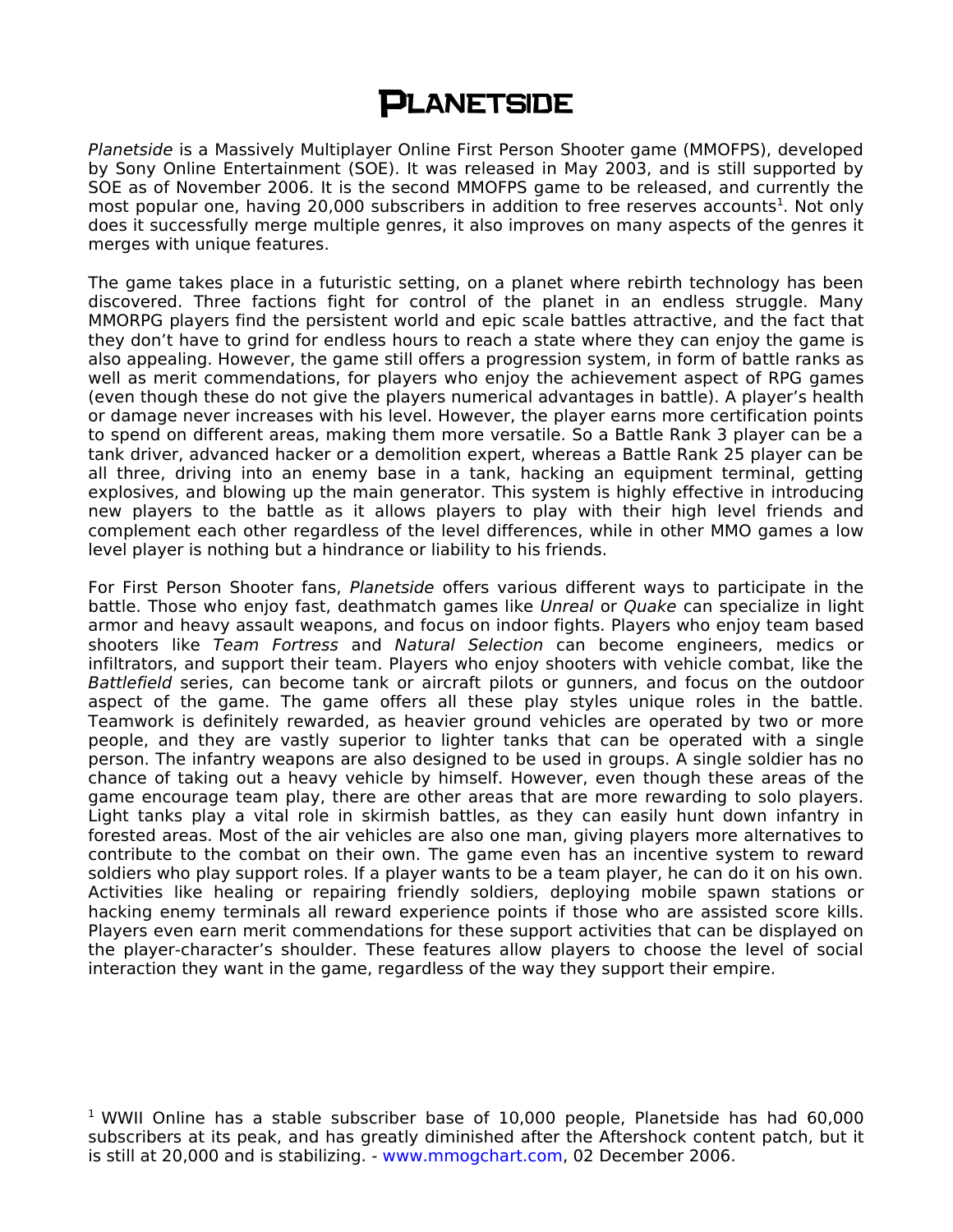# Planetside

*Planetside* is a Massively Multiplayer Online First Person Shooter game (MMOFPS), developed by Sony Online Entertainment (SOE). It was released in May 2003, and is still supported by SOE as of November 2006. It is the second MMOFPS game to be released, and currently the most popular one, having 20,000 subscribers in addition to free reserves accounts[1]. Not only does it successfully merge multiple genres, it also improves on many aspects of the genres it merges with unique features.

The game takes place in a futuristic setting, on a planet where rebirth technology has been discovered. Three factions fight for control of the planet in an endless struggle. Many MMORPG players find the persistent world and epic scale battles attractive, and the fact that they don't have to grind for endless hours to reach a state where they can enjoy the game is also appealing. However, the game still offers a progression system, in form of battle ranks as well as merit commendations, for players who enjoy the achievement aspect of RPG games (even though these do not give the players numerical advantages in battle). A player's health or damage never increases with his level. However, the player earns more certification points to spend on different areas, making them more versatile. So a Battle Rank 3 player can be a tank driver, advanced hacker or a demolition expert, whereas a Battle Rank 25 player can be all three, driving into an enemy base in a tank, hacking an equipment terminal, getting explosives, and blowing up the main generator. This system is highly effective in introducing new players to the battle as it allows players to play with their high level friends and complement each other regardless of the level differences, while in other MMO games a low level player is nothing but a hindrance or liability to his friends.

For First Person Shooter fans, *Planetside* offers various different ways to participate in the battle. Those who enjoy fast, deathmatch games like *Unreal* or *Quake* can specialize in light armor and heavy assault weapons, and focus on indoor fights. Players who enjoy team based shooters like *Team Fortress* and *Natural Selection* can become engineers, medics or infiltrators, and support their team. Players who enjoy shooters with vehicle combat, like the *Battlefield* series, can become tank or aircraft pilots or gunners, and focus on the outdoor aspect of the game. The game offers all these play styles unique roles in the battle. Teamwork is definitely rewarded, as heavier ground vehicles are operated by two or more people, and they are vastly superior to lighter tanks that can be operated with a single person. The infantry weapons are also designed to be used in groups. A single soldier has no chance of taking out a heavy vehicle by himself. However, even though these areas of the game encourage team play, there are other areas that are more rewarding to solo players. Light tanks play a vital role in skirmish battles, as they can easily hunt down infantry in forested areas. Most of the air vehicles are also one man, giving players more alternatives to contribute to the combat on their own. The game even has an incentive system to reward soldiers who play support roles. If a player wants to be a team player, he can do it on his own. Activities like healing or repairing friendly soldiers, deploying mobile spawn stations or hacking enemy terminals all reward experience points if those who are assisted score kills. Players even earn merit commendations for these support activities that can be displayed on the player-character's shoulder. These features allow players to choose the level of social interaction they want in the game, regardless of the way they support their empire.

[1] WWII Online has a stable subscriber base of 10,000 people, Planetside has had 60,000 subscribers at its peak, and has greatly diminished after the Aftershock content patch, but it is still at 20,000 and is stabilizing. - www.mmogchart.com, 02 December 2006.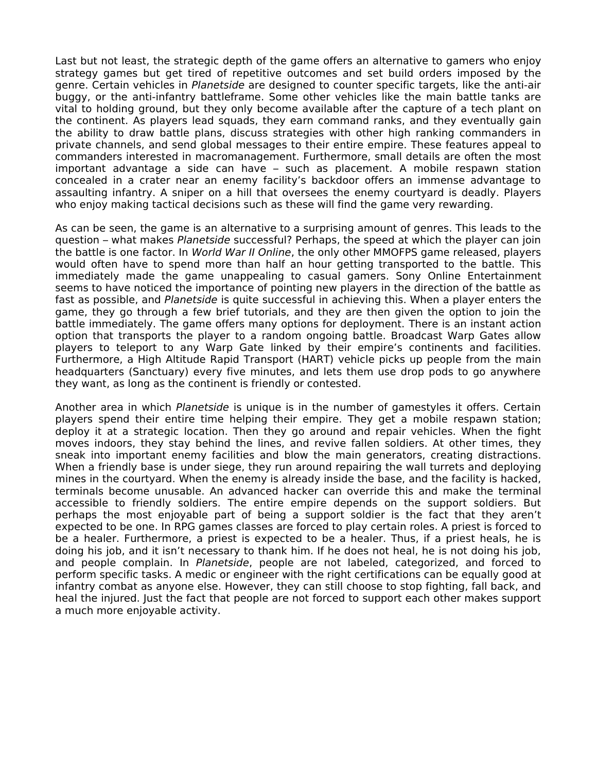Last but not least, the strategic depth of the game offers an alternative to gamers who enjoy strategy games but get tired of repetitive outcomes and set build orders imposed by the genre. Certain vehicles in *Planetside* are designed to counter specific targets, like the anti-air buggy, or the anti-infantry battleframe. Some other vehicles like the main battle tanks are vital to holding ground, but they only become available after the capture of a tech plant on the continent. As players lead squads, they earn command ranks, and they eventually gain the ability to draw battle plans, discuss strategies with other high ranking commanders in private channels, and send global messages to their entire empire. These features appeal to commanders interested in macromanagement. Furthermore, small details are often the most important advantage a side can have – such as placement. A mobile respawn station concealed in a crater near an enemy facility's backdoor offers an immense advantage to assaulting infantry. A sniper on a hill that oversees the enemy courtyard is deadly. Players who enjoy making tactical decisions such as these will find the game very rewarding.

As can be seen, the game is an alternative to a surprising amount of genres. This leads to the question – what makes *Planetside* successful? Perhaps, the speed at which the player can join the battle is one factor. In *World War II Online*, the only other MMOFPS game released, players would often have to spend more than half an hour getting transported to the battle. This immediately made the game unappealing to casual gamers. Sony Online Entertainment seems to have noticed the importance of pointing new players in the direction of the battle as fast as possible, and *Planetside* is quite successful in achieving this. When a player enters the game, they go through a few brief tutorials, and they are then given the option to join the battle immediately. The game offers many options for deployment. There is an instant action option that transports the player to a random ongoing battle. Broadcast Warp Gates allow players to teleport to any Warp Gate linked by their empire's continents and facilities. Furthermore, a High Altitude Rapid Transport (HART) vehicle picks up people from the main headquarters (Sanctuary) every five minutes, and lets them use drop pods to go anywhere they want, as long as the continent is friendly or contested.

Another area in which *Planetside* is unique is in the number of gamestyles it offers. Certain players spend their entire time helping their empire. They get a mobile respawn station; deploy it at a strategic location. Then they go around and repair vehicles. When the fight moves indoors, they stay behind the lines, and revive fallen soldiers. At other times, they sneak into important enemy facilities and blow the main generators, creating distractions. When a friendly base is under siege, they run around repairing the wall turrets and deploying mines in the courtyard. When the enemy is already inside the base, and the facility is hacked, terminals become unusable. An advanced hacker can override this and make the terminal accessible to friendly soldiers. The entire empire depends on the support soldiers. But perhaps the most enjoyable part of being a support soldier is the fact that they aren't expected to be one. In RPG games classes are forced to play certain roles. A priest is forced to be a healer. Furthermore, a priest is expected to be a healer. Thus, if a priest heals, he is doing his job, and it isn't necessary to thank him. If he does not heal, he is not doing his job, and people complain. In *Planetside*, people are not labeled, categorized, and forced to perform specific tasks. A medic or engineer with the right certifications can be equally good at infantry combat as anyone else. However, they can still choose to stop fighting, fall back, and heal the injured. Just the fact that people are not forced to support each other makes support a much more enjoyable activity.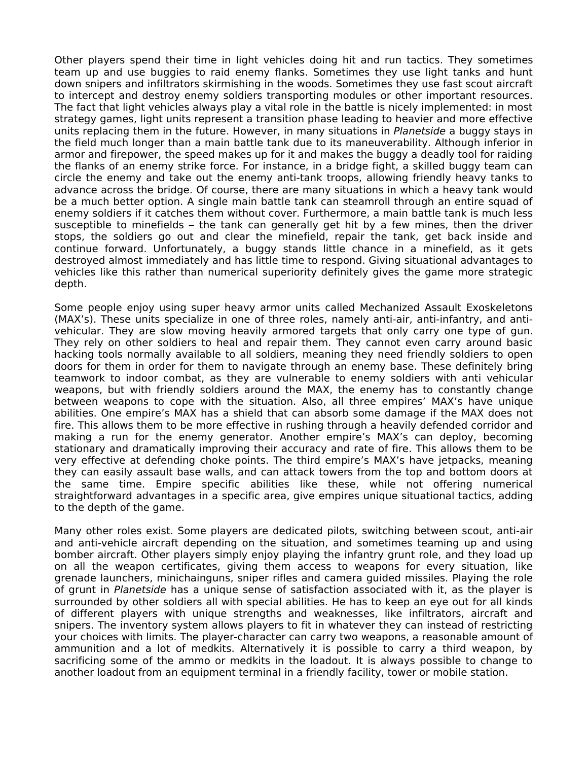Other players spend their time in light vehicles doing hit and run tactics. They sometimes team up and use buggies to raid enemy flanks. Sometimes they use light tanks and hunt down snipers and infiltrators skirmishing in the woods. Sometimes they use fast scout aircraft to intercept and destroy enemy soldiers transporting modules or other important resources. The fact that light vehicles always play a vital role in the battle is nicely implemented: in most strategy games, light units represent a transition phase leading to heavier and more effective units replacing them in the future. However, in many situations in *Planetside* a buggy stays in the field much longer than a main battle tank due to its maneuverability. Although inferior in armor and firepower, the speed makes up for it and makes the buggy a deadly tool for raiding the flanks of an enemy strike force. For instance, in a bridge fight, a skilled buggy team can circle the enemy and take out the enemy anti-tank troops, allowing friendly heavy tanks to advance across the bridge. Of course, there are many situations in which a heavy tank would be a much better option. A single main battle tank can steamroll through an entire squad of enemy soldiers if it catches them without cover. Furthermore, a main battle tank is much less susceptible to minefields – the tank can generally get hit by a few mines, then the driver stops, the soldiers go out and clear the minefield, repair the tank, get back inside and continue forward. Unfortunately, a buggy stands little chance in a minefield, as it gets destroyed almost immediately and has little time to respond. Giving situational advantages to vehicles like this rather than numerical superiority definitely gives the game more strategic depth.

Some people enjoy using super heavy armor units called Mechanized Assault Exoskeletons (MAX's). These units specialize in one of three roles, namely anti-air, anti-infantry, and anti-vehicular. They are slow moving heavily armored targets that only carry one type of gun. They rely on other soldiers to heal and repair them. They cannot even carry around basic hacking tools normally available to all soldiers, meaning they need friendly soldiers to open doors for them in order for them to navigate through an enemy base. These definitely bring teamwork to indoor combat, as they are vulnerable to enemy soldiers with anti vehicular weapons, but with friendly soldiers around the MAX, the enemy has to constantly change between weapons to cope with the situation. Also, all three empires' MAX's have unique abilities. One empire's MAX has a shield that can absorb some damage if the MAX does not fire. This allows them to be more effective in rushing through a heavily defended corridor and making a run for the enemy generator. Another empire's MAX's can deploy, becoming stationary and dramatically improving their accuracy and rate of fire. This allows them to be very effective at defending choke points. The third empire's MAX's have jetpacks, meaning they can easily assault base walls, and can attack towers from the top and bottom doors at the same time. Empire specific abilities like these, while not offering numerical straightforward advantages in a specific area, give empires unique situational tactics, adding to the depth of the game.

Many other roles exist. Some players are dedicated pilots, switching between scout, anti-air and anti-vehicle aircraft depending on the situation, and sometimes teaming up and using bomber aircraft. Other players simply enjoy playing the infantry grunt role, and they load up on all the weapon certificates, giving them access to weapons for every situation, like grenade launchers, minichainguns, sniper rifles and camera guided missiles. Playing the role of grunt in *Planetside* has a unique sense of satisfaction associated with it, as the player is surrounded by other soldiers all with special abilities. He has to keep an eye out for all kinds of different players with unique strengths and weaknesses, like infiltrators, aircraft and snipers. The inventory system allows players to fit in whatever they can instead of restricting your choices with limits. The player-character can carry two weapons, a reasonable amount of ammunition and a lot of medkits. Alternatively it is possible to carry a third weapon, by sacrificing some of the ammo or medkits in the loadout. It is always possible to change to another loadout from an equipment terminal in a friendly facility, tower or mobile station.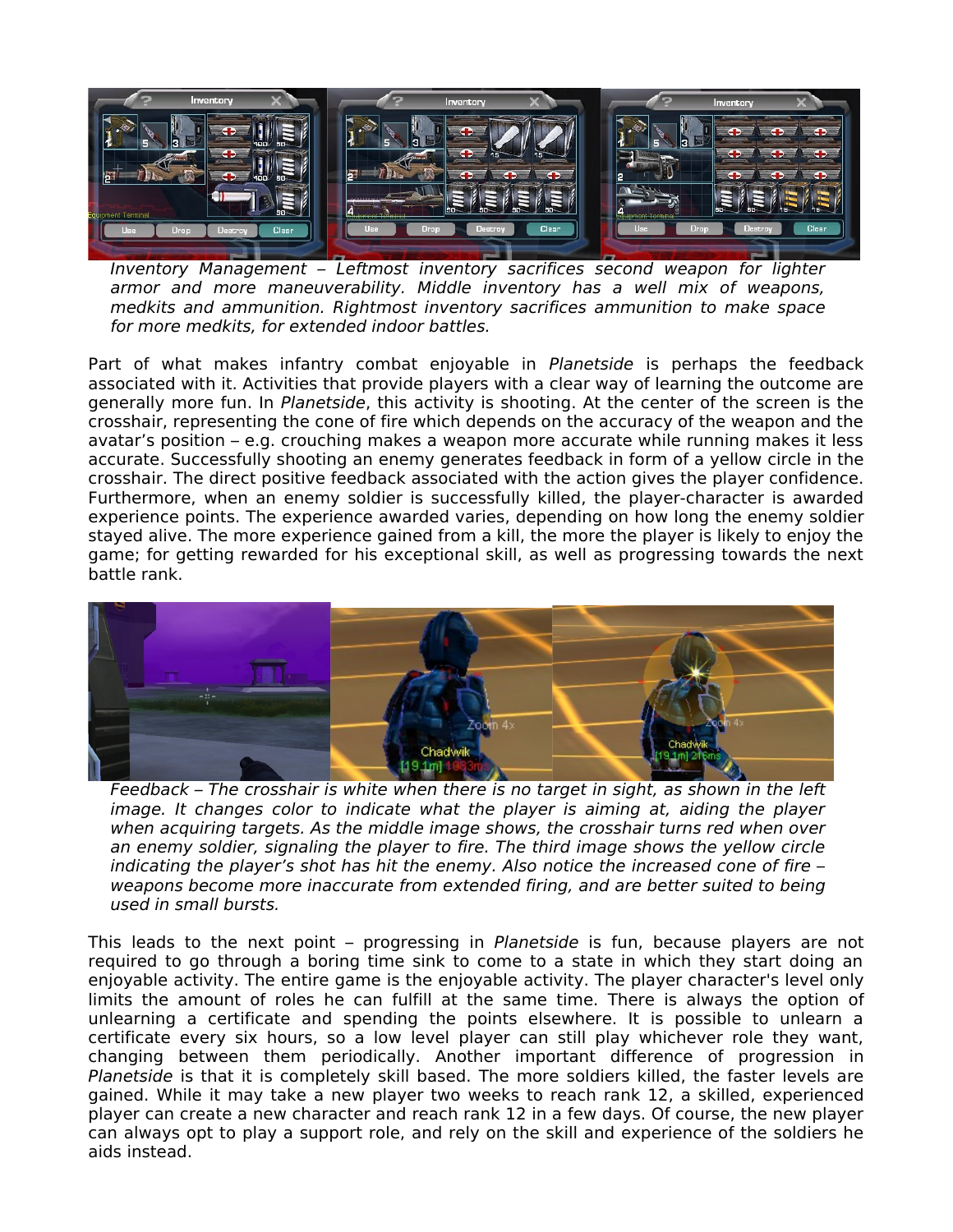*Inventory Management – Leftmost inventory sacrifices second weapon for lighter armor and more maneuverability. Middle inventory has a well mix of weapons, medkits and ammunition. Rightmost inventory sacrifices ammunition to make space for more medkits, for extended indoor battles.*

Part of what makes infantry combat enjoyable in *Planetside* is perhaps the feedback associated with it. Activities that provide players with a clear way of learning the outcome are generally more fun. In *Planetside*, this activity is shooting. At the center of the screen is the crosshair, representing the cone of fire which depends on the accuracy of the weapon and the avatar's position – e.g. crouching makes a weapon more accurate while running makes it less accurate. Successfully shooting an enemy generates feedback in form of a yellow circle in the crosshair. The direct positive feedback associated with the action gives the player confidence. Furthermore, when an enemy soldier is successfully killed, the player-character is awarded experience points. The experience awarded varies, depending on how long the enemy soldier stayed alive. The more experience gained from a kill, the more the player is likely to enjoy the game; for getting rewarded for his exceptional skill, as well as progressing towards the next battle rank.

*Feedback – The crosshair is white when there is no target in sight, as shown in the left image. It changes color to indicate what the player is aiming at, aiding the player when acquiring targets. As the middle image shows, the crosshair turns red when over an enemy soldier, signaling the player to fire. The third image shows the yellow circle indicating the player's shot has hit the enemy. Also notice the increased cone of fire – weapons become more inaccurate from extended firing, and are better suited to being used in small bursts.*

This leads to the next point – progressing in *Planetside* is fun, because players are not required to go through a boring time sink to come to a state in which they start doing an enjoyable activity. The entire game is the enjoyable activity. The player character's level only limits the amount of roles he can fulfill at the same time. There is always the option of unlearning a certificate and spending the points elsewhere. It is possible to unlearn a certificate every six hours, so a low level player can still play whichever role they want, changing between them periodically. Another important difference of progression in *Planetside* is that it is completely skill based. The more soldiers killed, the faster levels are gained. While it may take a new player two weeks to reach rank 12, a skilled, experienced player can create a new character and reach rank 12 in a few days. Of course, the new player can always opt to play a support role, and rely on the skill and experience of the soldiers he aids instead.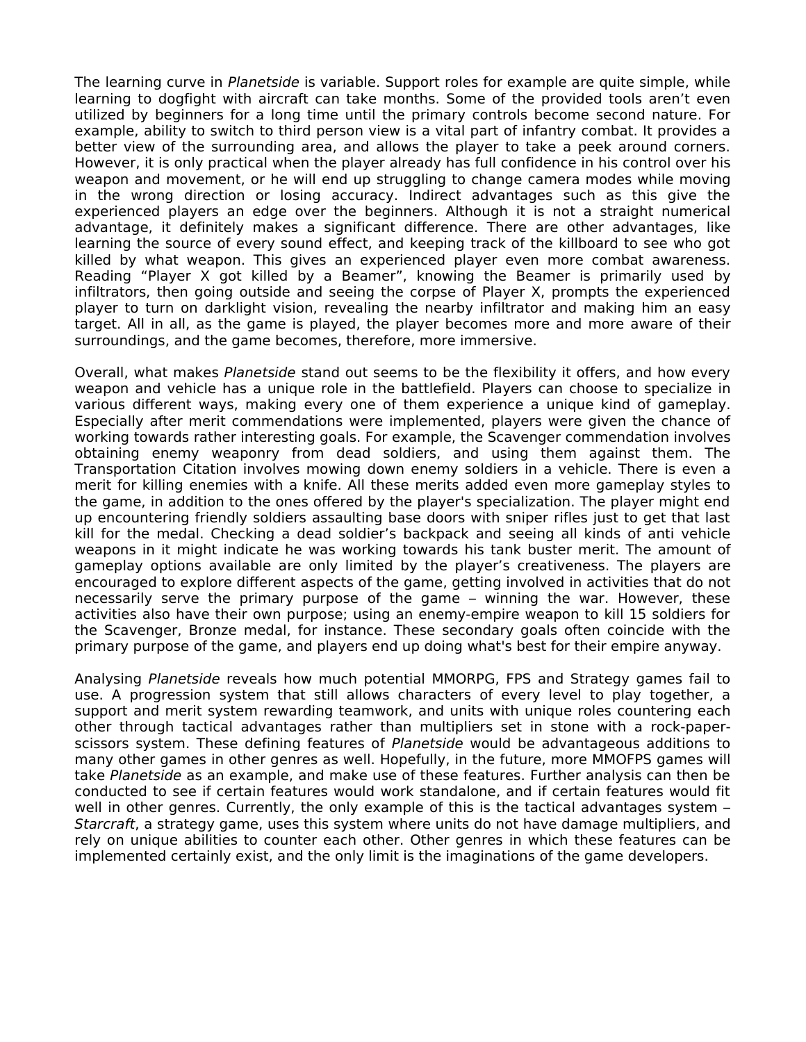The learning curve in *Planetside* is variable. Support roles for example are quite simple, while learning to dogfight with aircraft can take months. Some of the provided tools aren't even utilized by beginners for a long time until the primary controls become second nature. For example, ability to switch to third person view is a vital part of infantry combat. It provides a better view of the surrounding area, and allows the player to take a peek around corners. However, it is only practical when the player already has full confidence in his control over his weapon and movement, or he will end up struggling to change camera modes while moving in the wrong direction or losing accuracy. Indirect advantages such as this give the experienced players an edge over the beginners. Although it is not a straight numerical advantage, it definitely makes a significant difference. There are other advantages, like learning the source of every sound effect, and keeping track of the killboard to see who got killed by what weapon. This gives an experienced player even more combat awareness. Reading "Player X got killed by a Beamer", knowing the Beamer is primarily used by infiltrators, then going outside and seeing the corpse of Player X, prompts the experienced player to turn on darklight vision, revealing the nearby infiltrator and making him an easy target. All in all, as the game is played, the player becomes more and more aware of their surroundings, and the game becomes, therefore, more immersive.

Overall, what makes *Planetside* stand out seems to be the flexibility it offers, and how every weapon and vehicle has a unique role in the battlefield. Players can choose to specialize in various different ways, making every one of them experience a unique kind of gameplay. Especially after merit commendations were implemented, players were given the chance of working towards rather interesting goals. For example, the Scavenger commendation involves obtaining enemy weaponry from dead soldiers, and using them against them. The Transportation Citation involves mowing down enemy soldiers in a vehicle. There is even a merit for killing enemies with a knife. All these merits added even more gameplay styles to the game, in addition to the ones offered by the player's specialization. The player might end up encountering friendly soldiers assaulting base doors with sniper rifles just to get that last kill for the medal. Checking a dead soldier's backpack and seeing all kinds of anti vehicle weapons in it might indicate he was working towards his tank buster merit. The amount of gameplay options available are only limited by the player's creativeness. The players are encouraged to explore different aspects of the game, getting involved in activities that do not necessarily serve the primary purpose of the game – winning the war. However, these activities also have their own purpose; using an enemy-empire weapon to kill 15 soldiers for the Scavenger, Bronze medal, for instance. These secondary goals often coincide with the primary purpose of the game, and players end up doing what's best for their empire anyway.

Analysing *Planetside* reveals how much potential MMORPG, FPS and Strategy games fail to use. A progression system that still allows characters of every level to play together, a support and merit system rewarding teamwork, and units with unique roles countering each other through tactical advantages rather than multipliers set in stone with a rock-paper-scissors system. These defining features of *Planetside* would be advantageous additions to many other games in other genres as well. Hopefully, in the future, more MMOFPS games will take *Planetside* as an example, and make use of these features. Further analysis can then be conducted to see if certain features would work standalone, and if certain features would fit well in other genres. Currently, the only example of this is the tactical advantages system – *Starcraft*, a strategy game, uses this system where units do not have damage multipliers, and rely on unique abilities to counter each other. Other genres in which these features can be implemented certainly exist, and the only limit is the imaginations of the game developers.